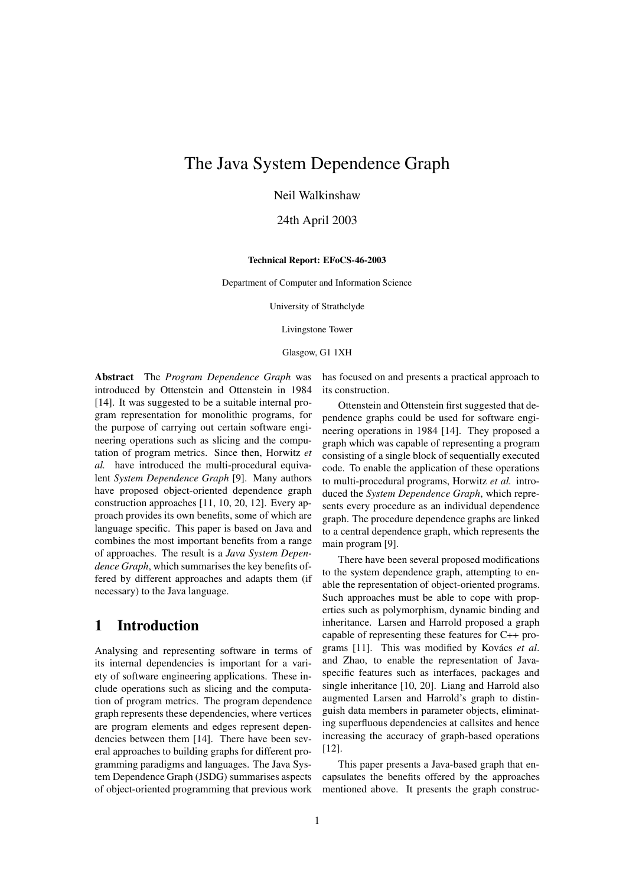# The Java System Dependence Graph

Neil Walkinshaw

24th April 2003

**Technical Report: EFoCS-46-2003**

Department of Computer and Information Science

University of Strathclyde

Livingstone Tower

Glasgow, G1 1XH

**Abstract** The *Program Dependence Graph* was introduced by Ottenstein and Ottenstein in 1984 [14]. It was suggested to be a suitable internal program representation for monolithic programs, for the purpose of carrying out certain software engineering operations such as slicing and the computation of program metrics. Since then, Horwitz *et al.* have introduced the multi-procedural equivalent *System Dependence Graph* [9]. Many authors have proposed object-oriented dependence graph construction approaches [11, 10, 20, 12]. Every approach provides its own benefits, some of which are language specific. This paper is based on Java and combines the most important benefits from a range of approaches. The result is a *Java System Dependence Graph*, which summarises the key benefits offered by different approaches and adapts them (if necessary) to the Java language.

## 1 Introduction

Analysing and representing software in terms of its internal dependencies is important for a variety of software engineering applications. These include operations such as slicing and the computation of program metrics. The program dependence graph represents these dependencies, where vertices are program elements and edges represent dependencies between them [14]. There have been several approaches to building graphs for different programming paradigms and languages. The Java System Dependence Graph (JSDG) summarises aspects of object-oriented programming that previous work has focused on and presents a practical approach to its construction.

Ottenstein and Ottenstein first suggested that dependence graphs could be used for software engineering operations in 1984 [14]. They proposed a graph which was capable of representing a program consisting of a single block of sequentially executed code. To enable the application of these operations to multi-procedural programs, Horwitz *et al.* introduced the *System Dependence Graph*, which represents every procedure as an individual dependence graph. The procedure dependence graphs are linked to a central dependence graph, which represents the main program [9].

There have been several proposed modifications to the system dependence graph, attempting to enable the representation of object-oriented programs. Such approaches must be able to cope with properties such as polymorphism, dynamic binding and inheritance. Larsen and Harrold proposed a graph capable of representing these features for C++ programs [11]. This was modified by Kovács *et al.* and Zhao, to enable the representation of Java-specific features such as interfaces, packages and single inheritance [10, 20]. Liang and Harrold also augmented Larsen and Harrold's graph to distinguish data members in parameter objects, eliminating superfluous dependencies at callsites and hence increasing the accuracy of graph-based operations [12].

This paper presents a Java-based graph that encapsulates the benefits offered by the approaches mentioned above. It presents the graph construc-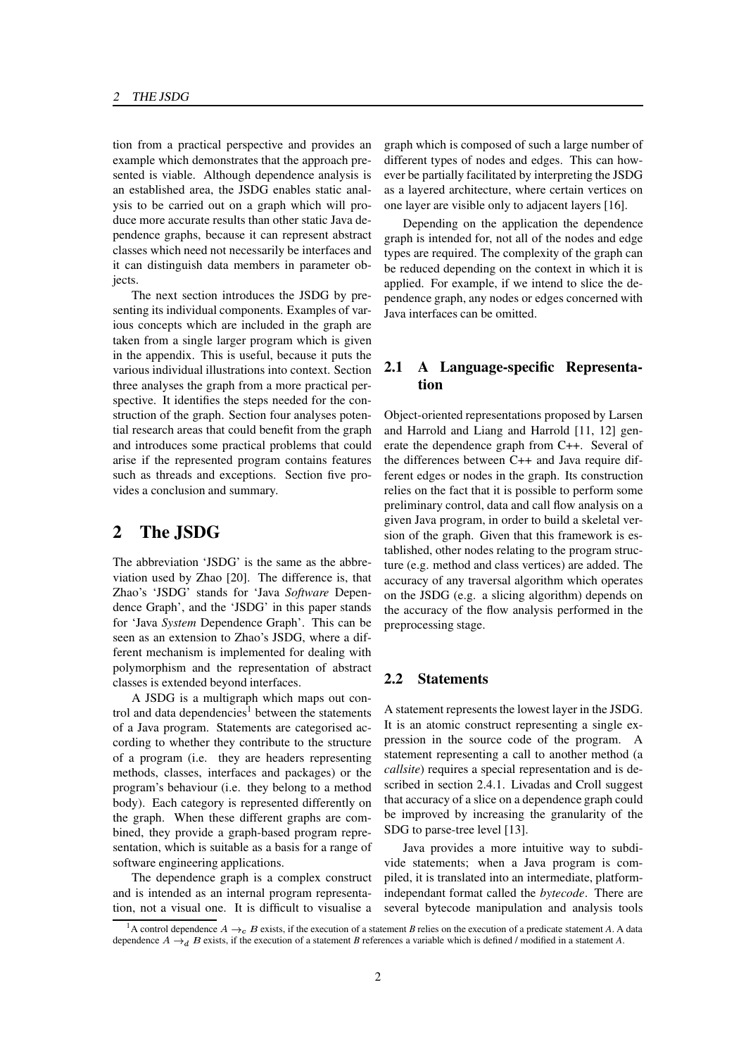tion from a practical perspective and provides an example which demonstrates that the approach presented is viable. Although dependence analysis is an established area, the JSDG enables static analysis to be carried out on a graph which will produce more accurate results than other static Java dependence graphs, because it can represent abstract classes which need not necessarily be interfaces and it can distinguish data members in parameter objects.

The next section introduces the JSDG by presenting its individual components. Examples of various concepts which are included in the graph are taken from a single larger program which is given in the appendix. This is useful, because it puts the various individual illustrations into context. Section three analyses the graph from a more practical perspective. It identifies the steps needed for the construction of the graph. Section four analyses potential research areas that could benefit from the graph and introduces some practical problems that could arise if the represented program contains features such as threads and exceptions. Section five provides a conclusion and summary.

## 2 The JSDG

The abbreviation 'JSDG' is the same as the abbreviation used by Zhao [20]. The difference is, that Zhao's 'JSDG' stands for 'Java *Software* Dependence Graph', and the 'JSDG' in this paper stands for 'Java *System* Dependence Graph'. This can be seen as an extension to Zhao's JSDG, where a different mechanism is implemented for dealing with polymorphism and the representation of abstract classes is extended beyond interfaces.

A JSDG is a multigraph which maps out control and data dependencies[1] between the statements of a Java program. Statements are categorised according to whether they contribute to the structure of a program (i.e. they are headers representing methods, classes, interfaces and packages) or the program's behaviour (i.e. they belong to a method body). Each category is represented differently on the graph. When these different graphs are combined, they provide a graph-based program representation, which is suitable as a basis for a range of software engineering applications.

The dependence graph is a complex construct and is intended as an internal program representation, not a visual one. It is difficult to visualise a graph which is composed of such a large number of different types of nodes and edges. This can however be partially facilitated by interpreting the JSDG as a layered architecture, where certain vertices on one layer are visible only to adjacent layers [16].

Depending on the application the dependence graph is intended for, not all of the nodes and edge types are required. The complexity of the graph can be reduced depending on the context in which it is applied. For example, if we intend to slice the dependence graph, any nodes or edges concerned with Java interfaces can be omitted.

### 2.1 A Language-specific Representation

Object-oriented representations proposed by Larsen and Harrold and Liang and Harrold [11, 12] generate the dependence graph from C++. Several of the differences between C++ and Java require different edges or nodes in the graph. Its construction relies on the fact that it is possible to perform some preliminary control, data and call flow analysis on a given Java program, in order to build a skeletal version of the graph. Given that this framework is established, other nodes relating to the program structure (e.g. method and class vertices) are added. The accuracy of any traversal algorithm which operates on the JSDG (e.g. a slicing algorithm) depends on the accuracy of the flow analysis performed in the preprocessing stage.

### 2.2 Statements

A statement represents the lowest layer in the JSDG. It is an atomic construct representing a single expression in the source code of the program. A statement representing a call to another method (a *callsite*) requires a special representation and is described in section 2.4.1. Livadas and Croll suggest that accuracy of a slice on a dependence graph could be improved by increasing the granularity of the SDG to parse-tree level [13].

Java provides a more intuitive way to subdivide statements; when a Java program is compiled, it is translated into an intermediate, platform-independant format called the *bytecode*. There are several bytecode manipulation and analysis tools

[1] A control dependence $A \rightarrow_c B$ exists, if the execution of a statement *B* relies on the execution of a predicate statement *A*. A data dependence $A \rightarrow_d B$ exists, if the execution of a statement *B* references a variable which is defined / modified in a statement *A*.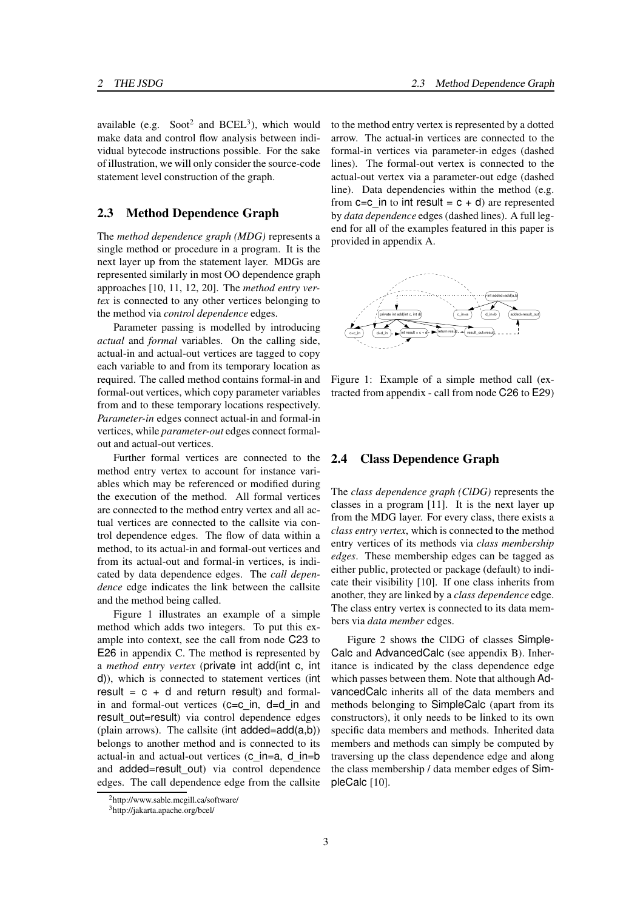available (e.g. Soot[2] and BCEL[3]), which would make data and control flow analysis between individual bytecode instructions possible. For the sake of illustration, we will only consider the source-code statement level construction of the graph.

## 2.3 Method Dependence Graph

The *method dependence graph (MDG)* represents a single method or procedure in a program. It is the next layer up from the statement layer. MDGs are represented similarly in most OO dependence graph approaches [10, 11, 12, 20]. The *method entry vertex* is connected to any other vertices belonging to the method via *control dependence* edges.

Parameter passing is modelled by introducing *actual* and *formal* variables. On the calling side, actual-in and actual-out vertices are tagged to copy each variable to and from its temporary location as required. The called method contains formal-in and formal-out vertices, which copy parameter variables from and to these temporary locations respectively. *Parameter-in* edges connect actual-in and formal-in vertices, while *parameter-out* edges connect formal-out and actual-out vertices.

Further formal vertices are connected to the method entry vertex to account for instance variables which may be referenced or modified during the execution of the method. All formal vertices are connected to the method entry vertex and all actual vertices are connected to the callsite via control dependence edges. The flow of data within a method, to its actual-in and formal-out vertices and from its actual-out and formal-in vertices, is indicated by data dependence edges. The *call dependence* edge indicates the link between the callsite and the method being called.

Figure 1 illustrates an example of a simple method which adds two integers. To put this example into context, see the call from node C23 to E26 in appendix C. The method is represented by a *method entry vertex* (private int add(int c, int d)), which is connected to statement vertices (int result = c + d and return result) and formal-in and formal-out vertices (c=c_in, d=d_in and result_out=result) via control dependence edges (plain arrows). The callsite (int added=add(a,b)) belongs to another method and is connected to its actual-in and actual-out vertices (c_in=a, d_in=b and added=result_out) via control dependence edges. The call dependence edge from the callsite to the method entry vertex is represented by a dotted arrow. The actual-in vertices are connected to the formal-in vertices via parameter-in edges (dashed lines). The formal-out vertex is connected to the actual-out vertex via a parameter-out edge (dashed line). Data dependencies within the method (e.g. from c=c_in to int result = c + d) are represented by *data dependence* edges (dashed lines). A full legend for all of the examples featured in this paper is provided in appendix A.

Figure 1: Example of a simple method call (extracted from appendix - call from node C26 to E29)

## 2.4 Class Dependence Graph

The *class dependence graph (ClDG)* represents the classes in a program [11]. It is the next layer up from the MDG layer. For every class, there exists a *class entry vertex*, which is connected to the method entry vertices of its methods via *class membership edges*. These membership edges can be tagged as either public, protected or package (default) to indicate their visibility [10]. If one class inherits from another, they are linked by a *class dependence* edge. The class entry vertex is connected to its data members via *data member* edges.

Figure 2 shows the ClDG of classes SimpleCalc and AdvancedCalc (see appendix B). Inheritance is indicated by the class dependence edge which passes between them. Note that although AdvancedCalc inherits all of the data members and methods belonging to SimpleCalc (apart from its constructors), it only needs to be linked to its own specific data members and methods. Inherited data members and methods can simply be computed by traversing up the class dependence edge and along the class membership / data member edges of SimpleCalc [10].

[2] http://www.sable.mcgill.ca/software/

[3] http://jakarta.apache.org/bcel/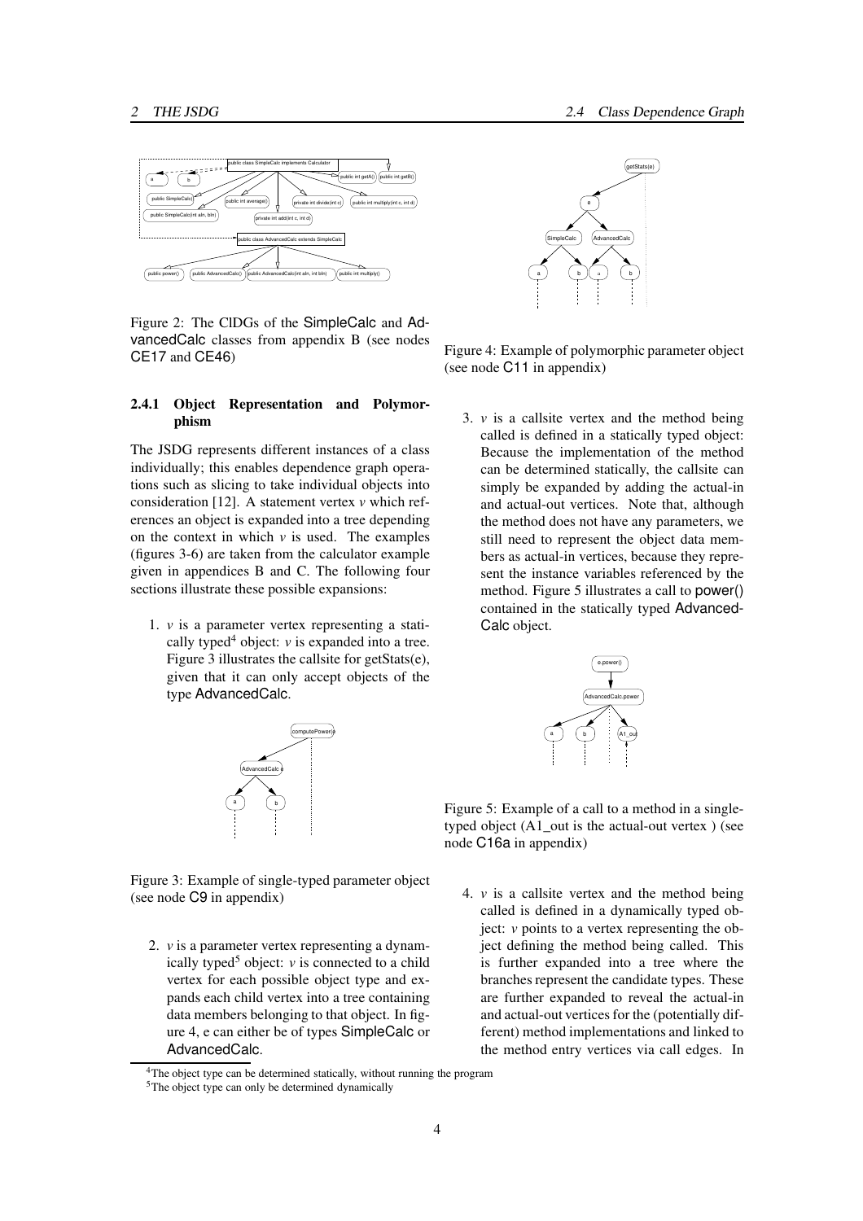Figure 2: The ClDGs of the SimpleCalc and AdvancedCalc classes from appendix B (see nodes CE17 and CE46)

### 2.4.1 Object Representation and Polymorphism

The JSDG represents different instances of a class individually; this enables dependence graph operations such as slicing to take individual objects into consideration [12]. A statement vertex *v* which references an object is expanded into a tree depending on the context in which *v* is used. The examples (figures 3-6) are taken from the calculator example given in appendices B and C. The following four sections illustrate these possible expansions:

1. *v* is a parameter vertex representing a statically typed[4] object: *v* is expanded into a tree. Figure 3 illustrates the callsite for getStats(e), given that it can only accept objects of the type AdvancedCalc.

Figure 3: Example of single-typed parameter object (see node C9 in appendix)

2. *v* is a parameter vertex representing a dynamically typed[5] object: *v* is connected to a child vertex for each possible object type and expands each child vertex into a tree containing data members belonging to that object. In figure 4, e can either be of types SimpleCalc or AdvancedCalc.

Figure 4: Example of polymorphic parameter object (see node C11 in appendix)

3. *v* is a callsite vertex and the method being called is defined in a statically typed object: Because the implementation of the method can be determined statically, the callsite can simply be expanded by adding the actual-in and actual-out vertices. Note that, although the method does not have any parameters, we still need to represent the object data members as actual-in vertices, because they represent the instance variables referenced by the method. Figure 5 illustrates a call to power() contained in the statically typed AdvancedCalc object.

Figure 5: Example of a call to a method in a single-typed object (A1_out is the actual-out vertex ) (see node C16a in appendix)

4. *v* is a callsite vertex and the method being called is defined in a dynamically typed object: *v* points to a vertex representing the object defining the method being called. This is further expanded into a tree where the branches represent the candidate types. These are further expanded to reveal the actual-in and actual-out vertices for the (potentially different) method implementations and linked to the method entry vertices via call edges. In

[4] The object type can be determined statically, without running the program

[5] The object type can only be determined dynamically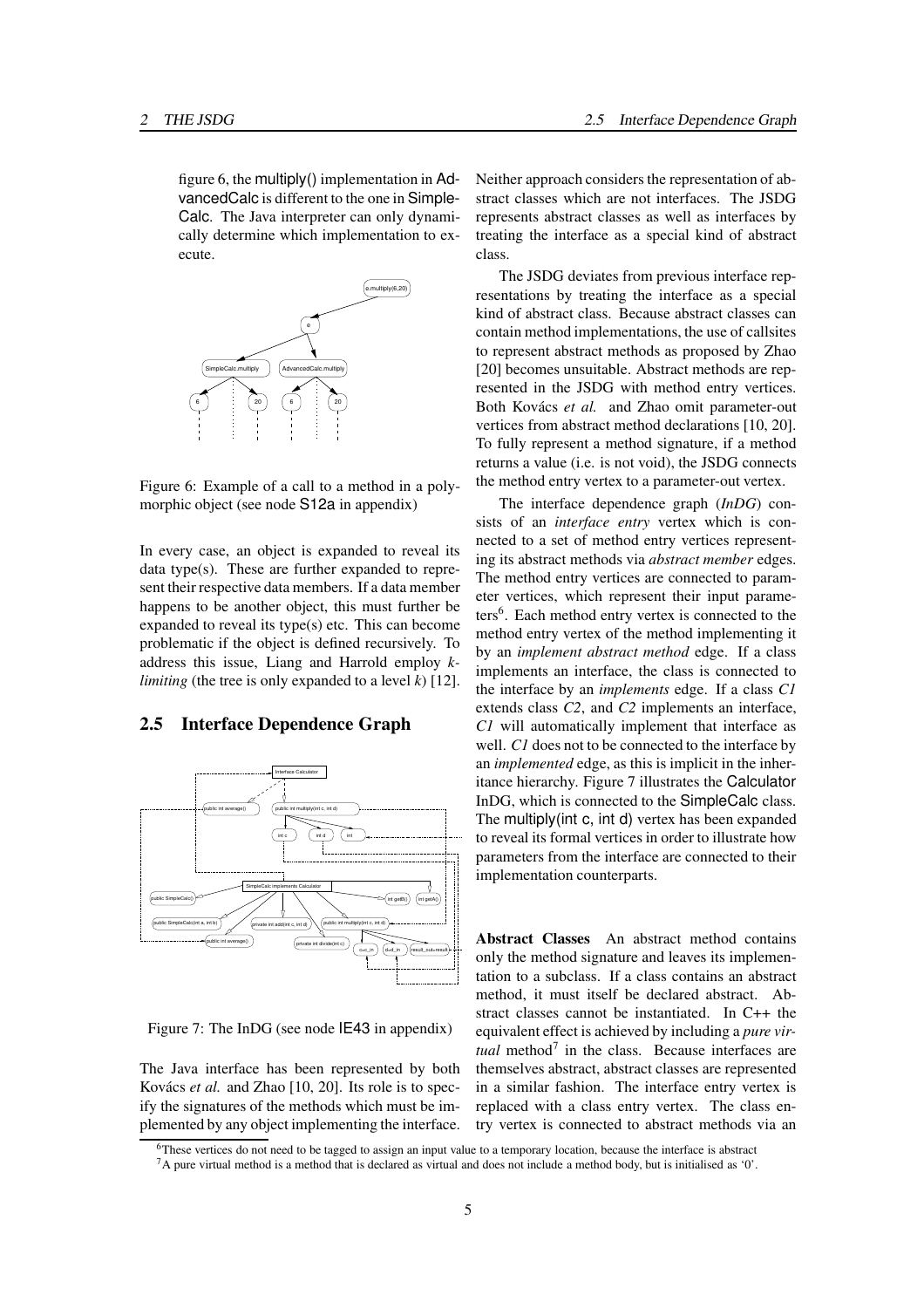figure 6, the multiply() implementation in AdvancedCalc is different to the one in SimpleCalc. The Java interpreter can only dynamically determine which implementation to execute.

Figure 6: Example of a call to a method in a polymorphic object (see node S12a in appendix)

In every case, an object is expanded to reveal its data type(s). These are further expanded to represent their respective data members. If a data member happens to be another object, this must further be expanded to reveal its type(s) etc. This can become problematic if the object is defined recursively. To address this issue, Liang and Harrold employ *k-limiting* (the tree is only expanded to a level *k*) [12].

## 2.5 Interface Dependence Graph

Figure 7: The InDG (see node IE43 in appendix)

The Java interface has been represented by both Kovács *et al.* and Zhao [10, 20]. Its role is to specify the signatures of the methods which must be implemented by any object implementing the interface. Neither approach considers the representation of abstract classes which are not interfaces. The JSDG represents abstract classes as well as interfaces by treating the interface as a special kind of abstract class.

The JSDG deviates from previous interface representations by treating the interface as a special kind of abstract class. Because abstract classes can contain method implementations, the use of callsites to represent abstract methods as proposed by Zhao [20] becomes unsuitable. Abstract methods are represented in the JSDG with method entry vertices. Both Kovács *et al.* and Zhao omit parameter-out vertices from abstract method declarations [10, 20]. To fully represent a method signature, if a method returns a value (i.e. is not void), the JSDG connects the method entry vertex to a parameter-out vertex.

The interface dependence graph (*InDG*) consists of an *interface entry* vertex which is connected to a set of method entry vertices representing its abstract methods via *abstract member* edges. The method entry vertices are connected to parameter vertices, which represent their input parameters[6]. Each method entry vertex is connected to the method entry vertex of the method implementing it by an *implement abstract method* edge. If a class implements an interface, the class is connected to the interface by an *implements* edge. If a class *C1* extends class *C2*, and *C2* implements an interface, *C1* will automatically implement that interface as well. *C1* does not to be connected to the interface by an *implemented* edge, as this is implicit in the inheritance hierarchy. Figure 7 illustrates the Calculator InDG, which is connected to the SimpleCalc class. The multiply(int c, int d) vertex has been expanded to reveal its formal vertices in order to illustrate how parameters from the interface are connected to their implementation counterparts.

**Abstract Classes** An abstract method contains only the method signature and leaves its implementation to a subclass. If a class contains an abstract method, it must itself be declared abstract. Abstract classes cannot be instantiated. In C++ the equivalent effect is achieved by including a *pure virtual* method[7] in the class. Because interfaces are themselves abstract, abstract classes are represented in a similar fashion. The interface entry vertex is replaced with a class entry vertex. The class entry vertex is connected to abstract methods via an

[6] These vertices do not need to be tagged to assign an input value to a temporary location, because the interface is abstract

[7] A pure virtual method is a method that is declared as virtual and does not include a method body, but is initialised as '0'.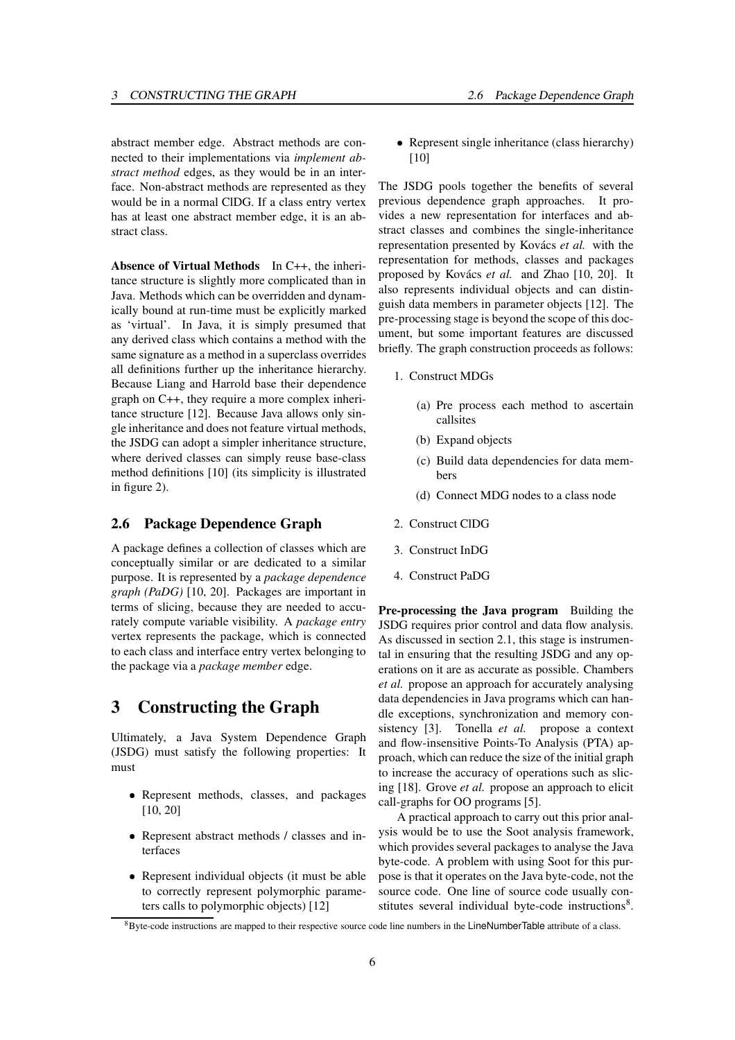abstract member edge. Abstract methods are connected to their implementations via *implement abstract method* edges, as they would be in an interface. Non-abstract methods are represented as they would be in a normal ClDG. If a class entry vertex has at least one abstract member edge, it is an abstract class.

**Absence of Virtual Methods** In C++, the inheritance structure is slightly more complicated than in Java. Methods which can be overridden and dynamically bound at run-time must be explicitly marked as 'virtual'. In Java, it is simply presumed that any derived class which contains a method with the same signature as a method in a superclass overrides all definitions further up the inheritance hierarchy. Because Liang and Harrold base their dependence graph on C++, they require a more complex inheritance structure [12]. Because Java allows only single inheritance and does not feature virtual methods, the JSDG can adopt a simpler inheritance structure, where derived classes can simply reuse base-class method definitions [10] (its simplicity is illustrated in figure 2).

### 2.6 Package Dependence Graph

A package defines a collection of classes which are conceptually similar or are dedicated to a similar purpose. It is represented by a *package dependence graph (PaDG)* [10, 20]. Packages are important in terms of slicing, because they are needed to accurately compute variable visibility. A *package entry* vertex represents the package, which is connected to each class and interface entry vertex belonging to the package via a *package member* edge.

## 3 Constructing the Graph

Ultimately, a Java System Dependence Graph (JSDG) must satisfy the following properties: It must

- Represent methods, classes, and packages [10, 20]
- Represent abstract methods / classes and interfaces
- Represent individual objects (it must be able to correctly represent polymorphic parameters calls to polymorphic objects) [12]
- Represent single inheritance (class hierarchy) [10]

The JSDG pools together the benefits of several previous dependence graph approaches. It provides a new representation for interfaces and abstract classes and combines the single-inheritance representation presented by Kovács *et al.* with the representation for methods, classes and packages proposed by Kovács *et al.* and Zhao [10, 20]. It also represents individual objects and can distinguish data members in parameter objects [12]. The pre-processing stage is beyond the scope of this document, but some important features are discussed briefly. The graph construction proceeds as follows:

1. Construct MDGs
   (a) Pre process each method to ascertain callsites
   (b) Expand objects
   (c) Build data dependencies for data members
   (d) Connect MDG nodes to a class node
2. Construct ClDG
3. Construct InDG
4. Construct PaDG

**Pre-processing the Java program** Building the JSDG requires prior control and data flow analysis. As discussed in section 2.1, this stage is instrumental in ensuring that the resulting JSDG and any operations on it are as accurate as possible. Chambers *et al.* propose an approach for accurately analysing data dependencies in Java programs which can handle exceptions, synchronization and memory consistency [3]. Tonella *et al.* propose a context and flow-insensitive Points-To Analysis (PTA) approach, which can reduce the size of the initial graph to increase the accuracy of operations such as slicing [18]. Grove *et al.* propose an approach to elicit call-graphs for OO programs [5].

A practical approach to carry out this prior analysis would be to use the Soot analysis framework, which provides several packages to analyse the Java byte-code. A problem with using Soot for this purpose is that it operates on the Java byte-code, not the source code. One line of source code usually constitutes several individual byte-code instructions[8].

[8] Byte-code instructions are mapped to their respective source code line numbers in the LineNumberTable attribute of a class.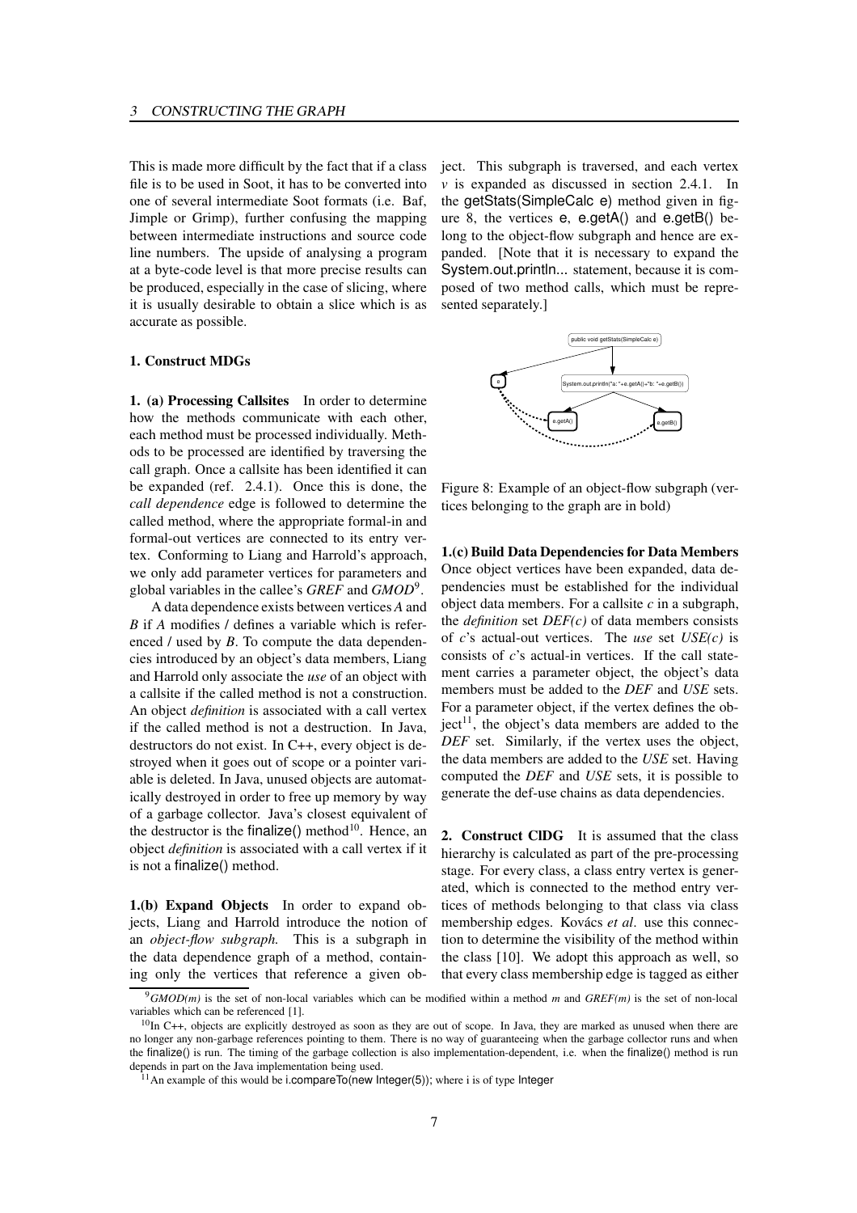This is made more difficult by the fact that if a class file is to be used in Soot, it has to be converted into one of several intermediate Soot formats (i.e. Baf, Jimple or Grimp), further confusing the mapping between intermediate instructions and source code line numbers. The upside of analysing a program at a byte-code level is that more precise results can be produced, especially in the case of slicing, where it is usually desirable to obtain a slice which is as accurate as possible.

**1. Construct MDGs**

**1. (a) Processing Callsites** In order to determine how the methods communicate with each other, each method must be processed individually. Methods to be processed are identified by traversing the call graph. Once a callsite has been identified it can be expanded (ref. 2.4.1). Once this is done, the *call dependence* edge is followed to determine the called method, where the appropriate formal-in and formal-out vertices are connected to its entry vertex. Conforming to Liang and Harrold's approach, we only add parameter vertices for parameters and global variables in the callee's *GREF* and *GMOD*[9].

A data dependence exists between vertices *A* and *B* if *A* modifies / defines a variable which is referenced / used by *B*. To compute the data dependencies introduced by an object's data members, Liang and Harrold only associate the *use* of an object with a callsite if the called method is not a construction. An object *definition* is associated with a call vertex if the called method is not a destruction. In Java, destructors do not exist. In C++, every object is destroyed when it goes out of scope or a pointer variable is deleted. In Java, unused objects are automatically destroyed in order to free up memory by way of a garbage collector. Java's closest equivalent of the destructor is the finalize() method[10]. Hence, an object *definition* is associated with a call vertex if it is not a finalize() method.

**1.(b) Expand Objects** In order to expand objects, Liang and Harrold introduce the notion of an *object-flow subgraph.* This is a subgraph in the data dependence graph of a method, containing only the vertices that reference a given object. This subgraph is traversed, and each vertex *v* is expanded as discussed in section 2.4.1. In the getStats(SimpleCalc e) method given in figure 8, the vertices e, e.getA() and e.getB() belong to the object-flow subgraph and hence are expanded. [Note that it is necessary to expand the System.out.println... statement, because it is composed of two method calls, which must be represented separately.]

Figure 8: Example of an object-flow subgraph (vertices belonging to the graph are in bold)

**1.(c) Build Data Dependencies for Data Members** Once object vertices have been expanded, data dependencies must be established for the individual object data members. For a callsite *c* in a subgraph, the *definition* set *DEF(c)* of data members consists of *c*'s actual-out vertices. The *use* set *USE(c)* is consists of *c*'s actual-in vertices. If the call statement carries a parameter object, the object's data members must be added to the *DEF* and *USE* sets. For a parameter object, if the vertex defines the object[11], the object's data members are added to the *DEF* set. Similarly, if the vertex uses the object, the data members are added to the *USE* set. Having computed the *DEF* and *USE* sets, it is possible to generate the def-use chains as data dependencies.

**2. Construct ClDG** It is assumed that the class hierarchy is calculated as part of the pre-processing stage. For every class, a class entry vertex is generated, which is connected to the method entry vertices of methods belonging to that class via class membership edges. Kovács *et al*. use this connection to determine the visibility of the method within the class [10]. We adopt this approach as well, so that every class membership edge is tagged as either

---

[9] *GMOD(m)* is the set of non-local variables which can be modified within a method *m* and *GREF(m)* is the set of non-local variables which can be referenced [1].

[10] In C++, objects are explicitly destroyed as soon as they are out of scope. In Java, they are marked as unused when there are no longer any non-garbage references pointing to them. There is no way of guaranteeing when the garbage collector runs and when the finalize() is run. The timing of the garbage collection is also implementation-dependent, i.e. when the finalize() method is run depends in part on the Java implementation being used.

[11] An example of this would be i.compareTo(new Integer(5)); where i is of type Integer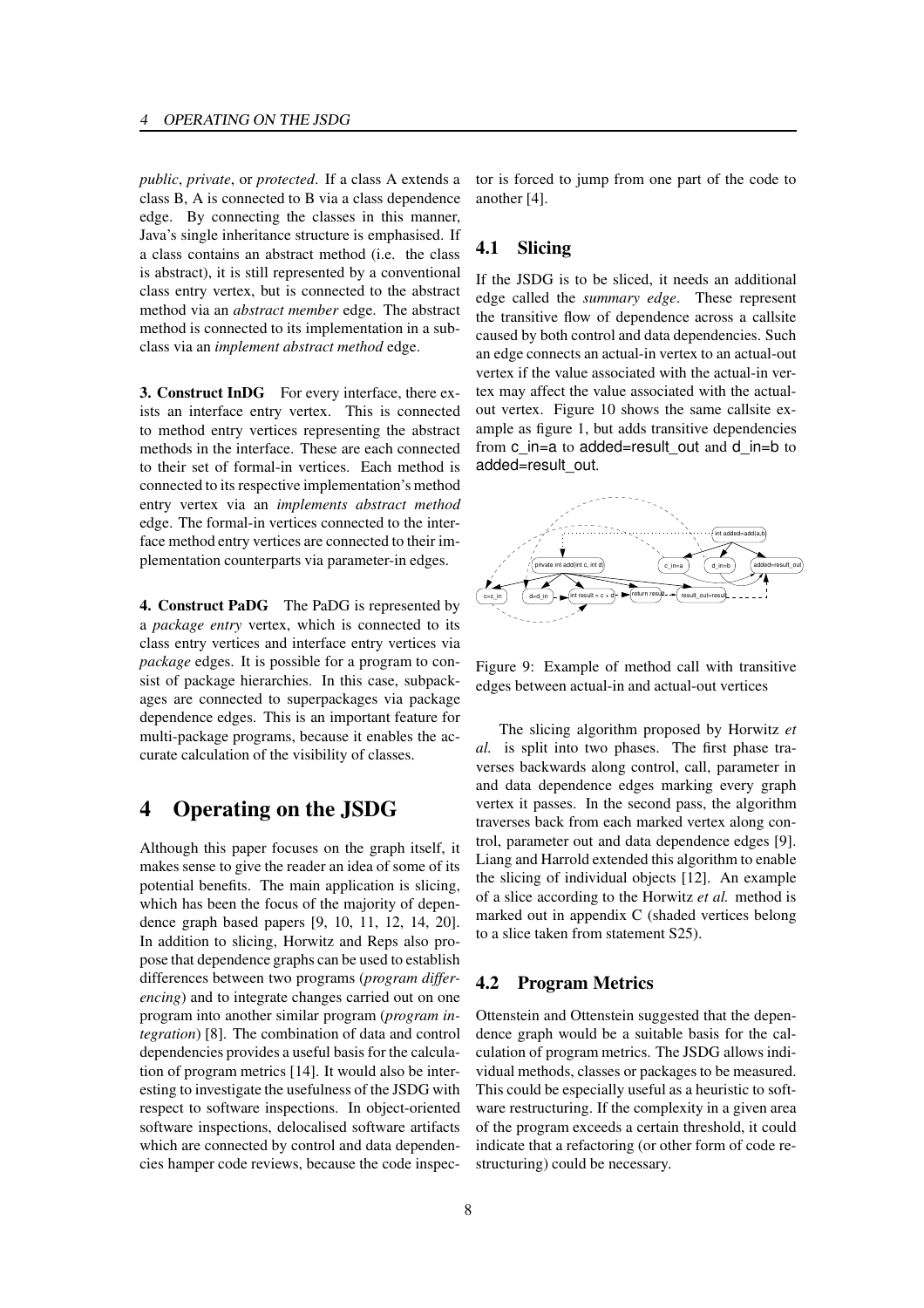*public*, *private*, or *protected*. If a class A extends a class B, A is connected to B via a class dependence edge. By connecting the classes in this manner, Java's single inheritance structure is emphasised. If a class contains an abstract method (i.e. the class is abstract), it is still represented by a conventional class entry vertex, but is connected to the abstract method via an *abstract member* edge. The abstract method is connected to its implementation in a subclass via an *implement abstract method* edge.

**3. Construct InDG** For every interface, there exists an interface entry vertex. This is connected to method entry vertices representing the abstract methods in the interface. These are each connected to their set of formal-in vertices. Each method is connected to its respective implementation's method entry vertex via an *implements abstract method* edge. The formal-in vertices connected to the interface method entry vertices are connected to their implementation counterparts via parameter-in edges.

**4. Construct PaDG** The PaDG is represented by a *package entry* vertex, which is connected to its class entry vertices and interface entry vertices via *package* edges. It is possible for a program to consist of package hierarchies. In this case, subpackages are connected to superpackages via package dependence edges. This is an important feature for multi-package programs, because it enables the accurate calculation of the visibility of classes.

# 4 Operating on the JSDG

Although this paper focuses on the graph itself, it makes sense to give the reader an idea of some of its potential benefits. The main application is slicing, which has been the focus of the majority of dependence graph based papers [9, 10, 11, 12, 14, 20]. In addition to slicing, Horwitz and Reps also propose that dependence graphs can be used to establish differences between two programs (*program differencing*) and to integrate changes carried out on one program into another similar program (*program integration*) [8]. The combination of data and control dependencies provides a useful basis for the calculation of program metrics [14]. It would also be interesting to investigate the usefulness of the JSDG with respect to software inspections. In object-oriented software inspections, delocalised software artifacts which are connected by control and data dependencies hamper code reviews, because the code inspector is forced to jump from one part of the code to another [4].

## 4.1 Slicing

If the JSDG is to be sliced, it needs an additional edge called the *summary edge*. These represent the transitive flow of dependence across a callsite caused by both control and data dependencies. Such an edge connects an actual-in vertex to an actual-out vertex if the value associated with the actual-in vertex may affect the value associated with the actual-out vertex. Figure 10 shows the same callsite example as figure 1, but adds transitive dependencies from c_in=a to added=result_out and d_in=b to added=result_out.

Figure 9: Example of method call with transitive edges between actual-in and actual-out vertices

The slicing algorithm proposed by Horwitz *et al.* is split into two phases. The first phase traverses backwards along control, call, parameter in and data dependence edges marking every graph vertex it passes. In the second pass, the algorithm traverses back from each marked vertex along control, parameter out and data dependence edges [9]. Liang and Harrold extended this algorithm to enable the slicing of individual objects [12]. An example of a slice according to the Horwitz *et al.* method is marked out in appendix C (shaded vertices belong to a slice taken from statement S25).

## 4.2 Program Metrics

Ottenstein and Ottenstein suggested that the dependence graph would be a suitable basis for the calculation of program metrics. The JSDG allows individual methods, classes or packages to be measured. This could be especially useful as a heuristic to software restructuring. If the complexity in a given area of the program exceeds a certain threshold, it could indicate that a refactoring (or other form of code restructuring) could be necessary.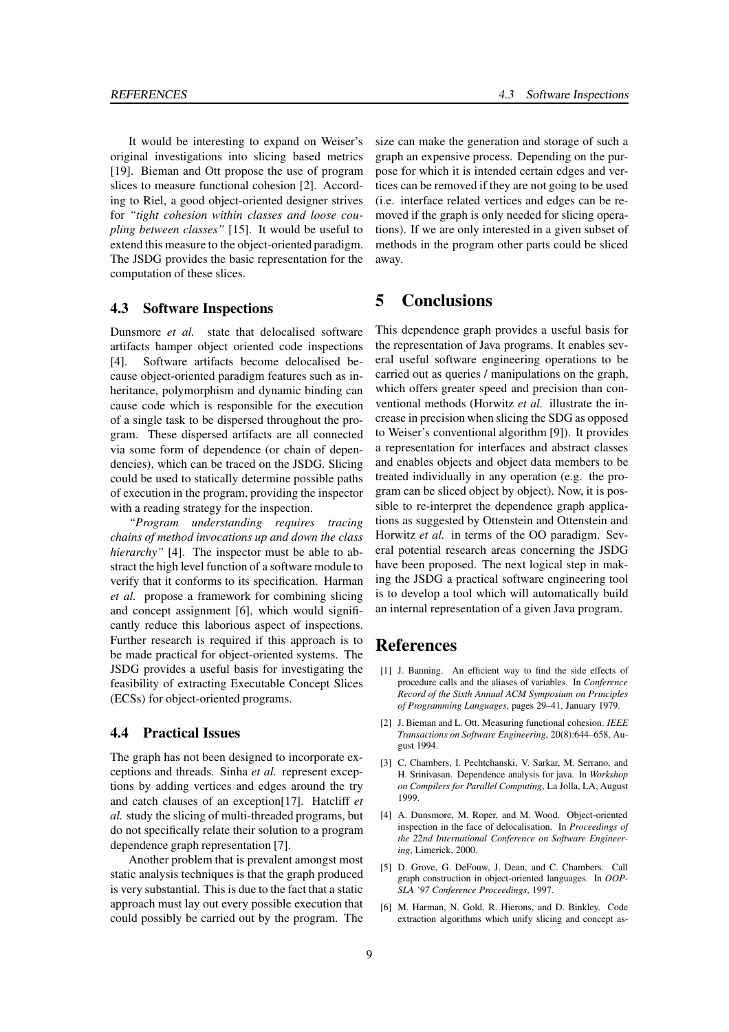It would be interesting to expand on Weiser's original investigations into slicing based metrics [19]. Bieman and Ott propose the use of program slices to measure functional cohesion [2]. According to Riel, a good object-oriented designer strives for *"tight cohesion within classes and loose coupling between classes"* [15]. It would be useful to extend this measure to the object-oriented paradigm. The JSDG provides the basic representation for the computation of these slices.

### 4.3 Software Inspections

Dunsmore *et al.* state that delocalised software artifacts hamper object oriented code inspections [4]. Software artifacts become delocalised because object-oriented paradigm features such as inheritance, polymorphism and dynamic binding can cause code which is responsible for the execution of a single task to be dispersed throughout the program. These dispersed artifacts are all connected via some form of dependence (or chain of dependencies), which can be traced on the JSDG. Slicing could be used to statically determine possible paths of execution in the program, providing the inspector with a reading strategy for the inspection.

*"Program understanding requires tracing chains of method invocations up and down the class hierarchy"* [4]. The inspector must be able to abstract the high level function of a software module to verify that it conforms to its specification. Harman *et al.* propose a framework for combining slicing and concept assignment [6], which would significantly reduce this laborious aspect of inspections. Further research is required if this approach is to be made practical for object-oriented systems. The JSDG provides a useful basis for investigating the feasibility of extracting Executable Concept Slices (ECSs) for object-oriented programs.

### 4.4 Practical Issues

The graph has not been designed to incorporate exceptions and threads. Sinha *et al.* represent exceptions by adding vertices and edges around the try and catch clauses of an exception[17]. Hatcliff *et al.* study the slicing of multi-threaded programs, but do not specifically relate their solution to a program dependence graph representation [7].

Another problem that is prevalent amongst most static analysis techniques is that the graph produced is very substantial. This is due to the fact that a static approach must lay out every possible execution that could possibly be carried out by the program. The size can make the generation and storage of such a graph an expensive process. Depending on the purpose for which it is intended certain edges and vertices can be removed if they are not going to be used (i.e. interface related vertices and edges can be removed if the graph is only needed for slicing operations). If we are only interested in a given subset of methods in the program other parts could be sliced away.

## 5 Conclusions

This dependence graph provides a useful basis for the representation of Java programs. It enables several useful software engineering operations to be carried out as queries / manipulations on the graph, which offers greater speed and precision than conventional methods (Horwitz *et al.* illustrate the increase in precision when slicing the SDG as opposed to Weiser's conventional algorithm [9]). It provides a representation for interfaces and abstract classes and enables objects and object data members to be treated individually in any operation (e.g. the program can be sliced object by object). Now, it is possible to re-interpret the dependence graph applications as suggested by Ottenstein and Ottenstein and Horwitz *et al.* in terms of the OO paradigm. Several potential research areas concerning the JSDG have been proposed. The next logical step in making the JSDG a practical software engineering tool is to develop a tool which will automatically build an internal representation of a given Java program.

## References

[1] J. Banning. An efficient way to find the side effects of procedure calls and the aliases of variables. In *Conference Record of the Sixth Annual ACM Symposium on Principles of Programming Languages*, pages 29–41, January 1979.

[2] J. Bieman and L. Ott. Measuring functional cohesion. *IEEE Transactions on Software Engineering*, 20(8):644–658, August 1994.

[3] C. Chambers, I. Pechtchanski, V. Sarkar, M. Serrano, and H. Srinivasan. Dependence analysis for java. In *Workshop on Compilers for Parallel Computing*, La Jolla, LA, August 1999.

[4] A. Dunsmore, M. Roper, and M. Wood. Object-oriented inspection in the face of delocalisation. In *Proceedings of the 22nd International Conference on Software Engineering*, Limerick, 2000.

[5] D. Grove, G. DeFouw, J. Dean, and C. Chambers. Call graph construction in object-oriented languages. In *OOPSLA '97 Conference Proceedings*, 1997.

[6] M. Harman, N. Gold, R. Hierons, and D. Binkley. Code extraction algorithms which unify slicing and concept as-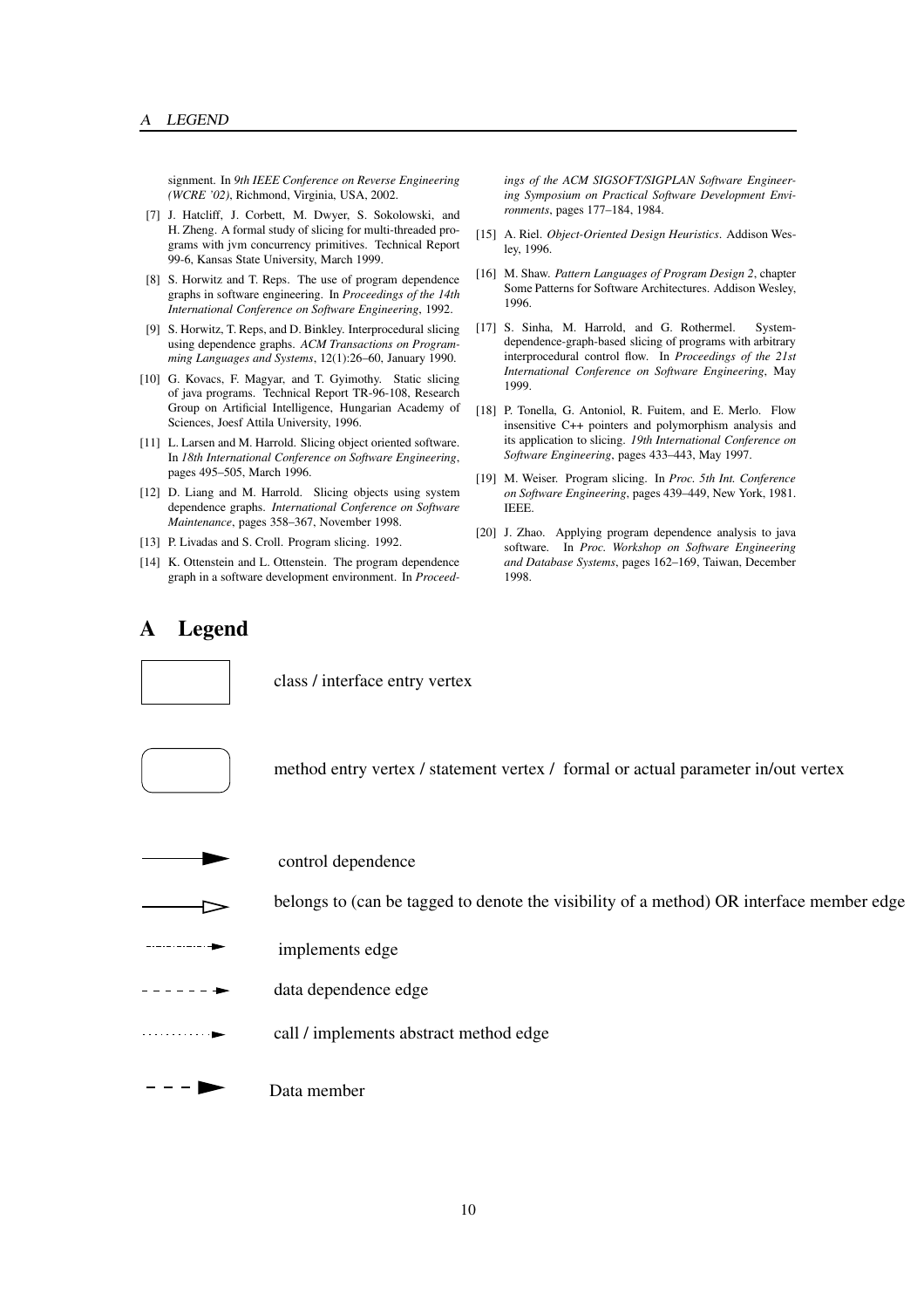signment. In *9th IEEE Conference on Reverse Engineering (WCRE '02)*, Richmond, Virginia, USA, 2002.

[7] J. Hatcliff, J. Corbett, M. Dwyer, S. Sokolowski, and H. Zheng. A formal study of slicing for multi-threaded programs with jvm concurrency primitives. Technical Report 99-6, Kansas State University, March 1999.

[8] S. Horwitz and T. Reps. The use of program dependence graphs in software engineering. In *Proceedings of the 14th International Conference on Software Engineering*, 1992.

[9] S. Horwitz, T. Reps, and D. Binkley. Interprocedural slicing using dependence graphs. *ACM Transactions on Programming Languages and Systems*, 12(1):26–60, January 1990.

[10] G. Kovacs, F. Magyar, and T. Gyimothy. Static slicing of java programs. Technical Report TR-96-108, Research Group on Artificial Intelligence, Hungarian Academy of Sciences, Joesf Attila University, 1996.

[11] L. Larsen and M. Harrold. Slicing object oriented software. In *18th International Conference on Software Engineering*, pages 495–505, March 1996.

[12] D. Liang and M. Harrold. Slicing objects using system dependence graphs. *International Conference on Software Maintenance*, pages 358–367, November 1998.

[13] P. Livadas and S. Croll. Program slicing. 1992.

[14] K. Ottenstein and L. Ottenstein. The program dependence graph in a software development environment. In *Proceedings of the ACM SIGSOFT/SIGPLAN Software Engineering Symposium on Practical Software Development Environments*, pages 177–184, 1984.

[15] A. Riel. *Object-Oriented Design Heuristics*. Addison Wesley, 1996.

[16] M. Shaw. *Pattern Languages of Program Design 2*, chapter Some Patterns for Software Architectures. Addison Wesley, 1996.

[17] S. Sinha, M. Harrold, and G. Rothermel. System-dependence-graph-based slicing of programs with arbitrary interprocedural control flow. In *Proceedings of the 21st International Conference on Software Engineering*, May 1999.

[18] P. Tonella, G. Antoniol, R. Fuitem, and E. Merlo. Flow insensitive C++ pointers and polymorphism analysis and its application to slicing. *19th International Conference on Software Engineering*, pages 433–443, May 1997.

[19] M. Weiser. Program slicing. In *Proc. 5th Int. Conference on Software Engineering*, pages 439–449, New York, 1981. IEEE.

[20] J. Zhao. Applying program dependence analysis to java software. In *Proc. Workshop on Software Engineering and Database Systems*, pages 162–169, Taiwan, December 1998.

# A Legend

class / interface entry vertex

method entry vertex / statement vertex / formal or actual parameter in/out vertex

control dependence

belongs to (can be tagged to denote the visibility of a method) OR interface member edge

implements edge

data dependence edge

call / implements abstract method edge

Data member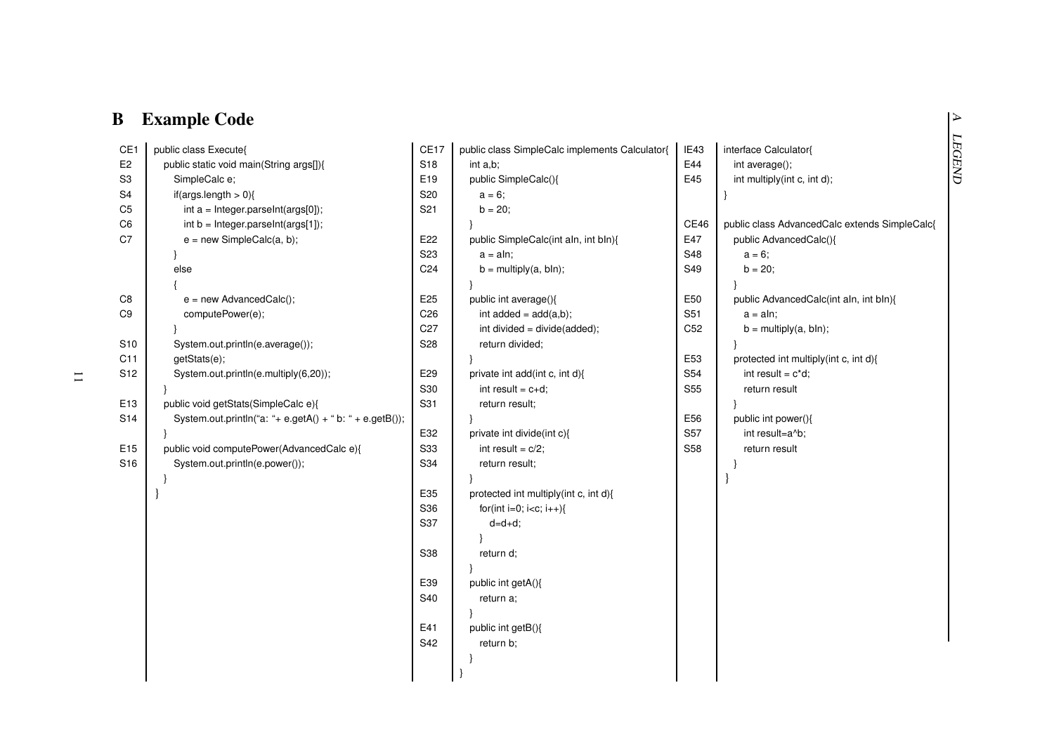## B Example Code

```
CE1   public class Execute{
E2      public static void main(String args[]){
S3        SimpleCalc e;
S4        if(args.length > 0){
C5          int a = Integer.parseInt(args[0]);
C6          int b = Integer.parseInt(args[1]);
C7          e = new SimpleCalc(a, b);
          }
          else
          {
C8          e = new AdvancedCalc();
C9          computePower(e);
          }
S10       System.out.println(e.average());
C11       getStats(e);
S12       System.out.println(e.multiply(6,20));
        }
E13     public void getStats(SimpleCalc e){
S14       System.out.println("a: "+ e.getA() + " b: " + e.getB());
        }
E15     public void computePower(AdvancedCalc e){
S16       System.out.println(e.power());
        }
      }
```

```
CE17  public class SimpleCalc implements Calculator{
S18     int a,b;
E19     public SimpleCalc(){
S20       a = 6;
S21       b = 20;
        }
E22     public SimpleCalc(int aIn, int bIn){
S23       a = aIn;
C24       b = multiply(a, bIn);
        }
E25     public int average(){
C26       int added = add(a,b);
C27       int divided = divide(added);
S28       return divided;
        }
E29     private int add(int c, int d){
S30       int result = c+d;
S31       return result;
        }
E32     private int divide(int c){
S33       int result = c/2;
S34       return result;
        }
E35     protected int multiply(int c, int d){
S36       for(int i=0; i<c; i++){
S37         d=d+d;
          }
S38       return d;
        }
E39     public int getA(){
S40       return a;
        }
E41     public int getB(){
S42       return b;
        }
      }
```

```
IE43  interface Calculator{
E44     int average();
E45     int multiply(int c, int d);
      }

CE46  public class AdvancedCalc extends SimpleCalc{
E47     public AdvancedCalc(){
S48       a = 6;
S49       b = 20;
        }
E50     public AdvancedCalc(int aIn, int bIn){
S51       a = aIn;
C52       b = multiply(a, bIn);
        }
E53     protected int multiply(int c, int d){
S54       int result = c*d;
S55       return result
        }
E56     public int power(){
S57       int result=a^b;
S58       return result
        }
      }
```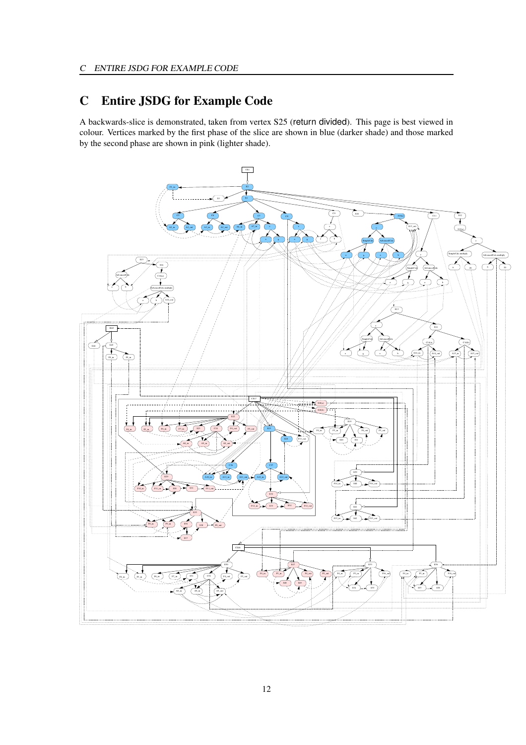# C Entire JSDG for Example Code

A backwards-slice is demonstrated, taken from vertex S25 (`return divided`). This page is best viewed in colour. Vertices marked by the first phase of the slice are shown in blue (darker shade) and those marked by the second phase are shown in pink (lighter shade).